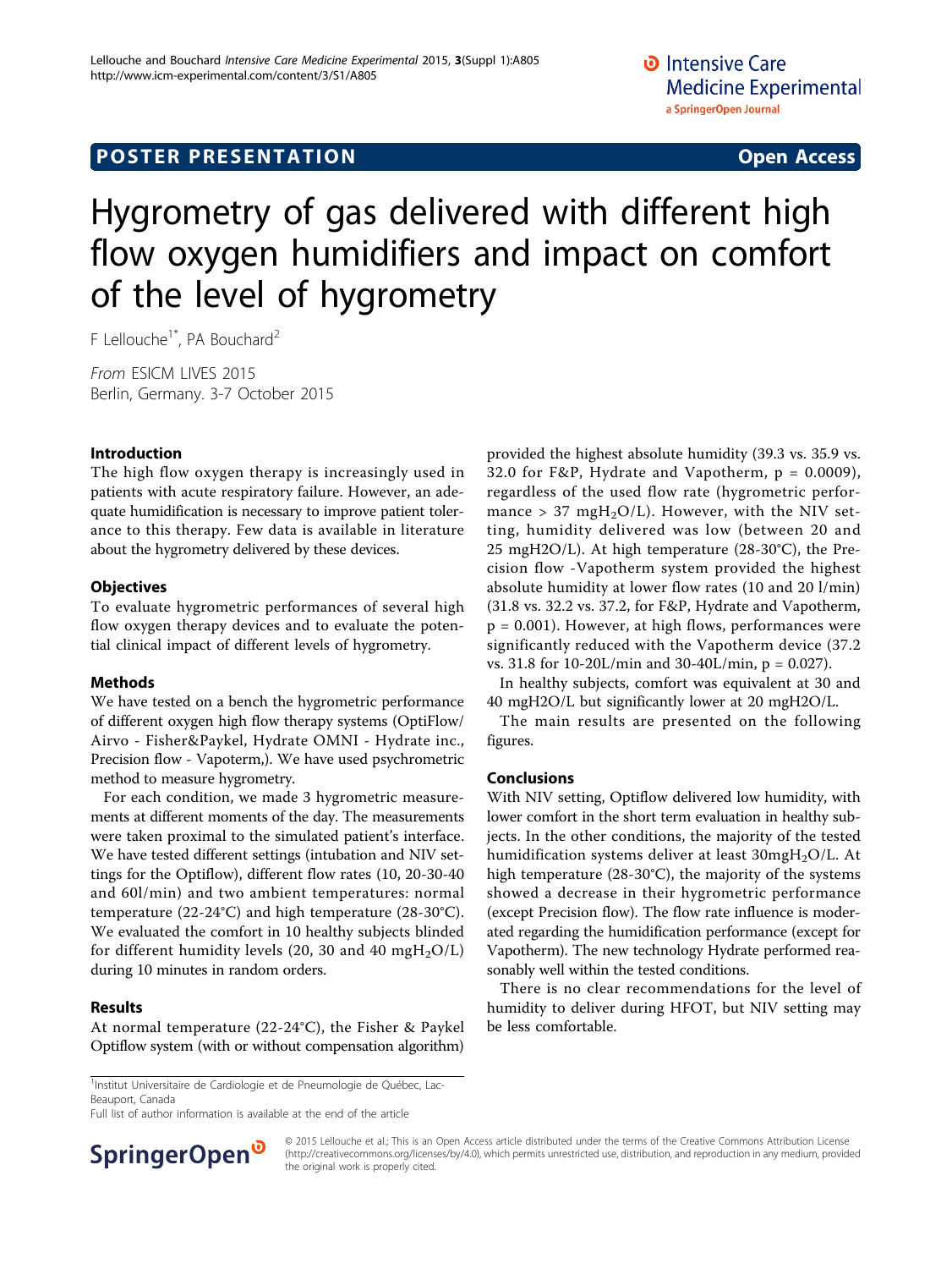POSTER PRESENTATION — Open Access

# Hygrometry of gas delivered with different high flow oxygen humidifiers and impact on comfort of the level of hygrometry

F Lellouche[1*], PA Bouchard[2]

*From* ESICM LIVES 2015
Berlin, Germany. 3-7 October 2015

## Introduction

The high flow oxygen therapy is increasingly used in patients with acute respiratory failure. However, an adequate humidification is necessary to improve patient tolerance to this therapy. Few data is available in literature about the hygrometry delivered by these devices.

## Objectives

To evaluate hygrometric performances of several high flow oxygen therapy devices and to evaluate the potential clinical impact of different levels of hygrometry.

## Methods

We have tested on a bench the hygrometric performance of different oxygen high flow therapy systems (OptiFlow/Airvo - Fisher&Paykel, Hydrate OMNI - Hydrate inc., Precision flow - Vapoterm,). We have used psychrometric method to measure hygrometry.

For each condition, we made 3 hygrometric measurements at different moments of the day. The measurements were taken proximal to the simulated patient's interface. We have tested different settings (intubation and NIV settings for the Optiflow), different flow rates (10, 20-30-40 and 60l/min) and two ambient temperatures: normal temperature (22-24°C) and high temperature (28-30°C). We evaluated the comfort in 10 healthy subjects blinded for different humidity levels (20, 30 and 40 $mgH_2O/L$) during 10 minutes in random orders.

## Results

At normal temperature (22-24°C), the Fisher & Paykel Optiflow system (with or without compensation algorithm) provided the highest absolute humidity (39.3 vs. 35.9 vs. 32.0 for F&P, Hydrate and Vapotherm, $p = 0.0009$), regardless of the used flow rate (hygrometric performance > 37 $mgH_2O/L$). However, with the NIV setting, humidity delivered was low (between 20 and 25 mgH2O/L). At high temperature (28-30°C), the Precision flow -Vapotherm system provided the highest absolute humidity at lower flow rates (10 and 20 l/min) (31.8 vs. 32.2 vs. 37.2, for F&P, Hydrate and Vapotherm, $p = 0.001$). However, at high flows, performances were significantly reduced with the Vapotherm device (37.2 vs. 31.8 for 10-20L/min and 30-40L/min, $p = 0.027$).

In healthy subjects, comfort was equivalent at 30 and 40 mgH2O/L but significantly lower at 20 mgH2O/L.

The main results are presented on the following figures.

## Conclusions

With NIV setting, Optiflow delivered low humidity, with lower comfort in the short term evaluation in healthy subjects. In the other conditions, the majority of the tested humidification systems deliver at least 30$mgH_2O/L$. At high temperature (28-30°C), the majority of the systems showed a decrease in their hygrometric performance (except Precision flow). The flow rate influence is moderated regarding the humidification performance (except for Vapotherm). The new technology Hydrate performed reasonably well within the tested conditions.

There is no clear recommendations for the level of humidity to deliver during HFOT, but NIV setting may be less comfortable.

[1]Institut Universitaire de Cardiologie et de Pneumologie de Québec, Lac-Beauport, Canada

Full list of author information is available at the end of the article

© 2015 Lellouche et al.; This is an Open Access article distributed under the terms of the Creative Commons Attribution License (http://creativecommons.org/licenses/by/4.0), which permits unrestricted use, distribution, and reproduction in any medium, provided the original work is properly cited.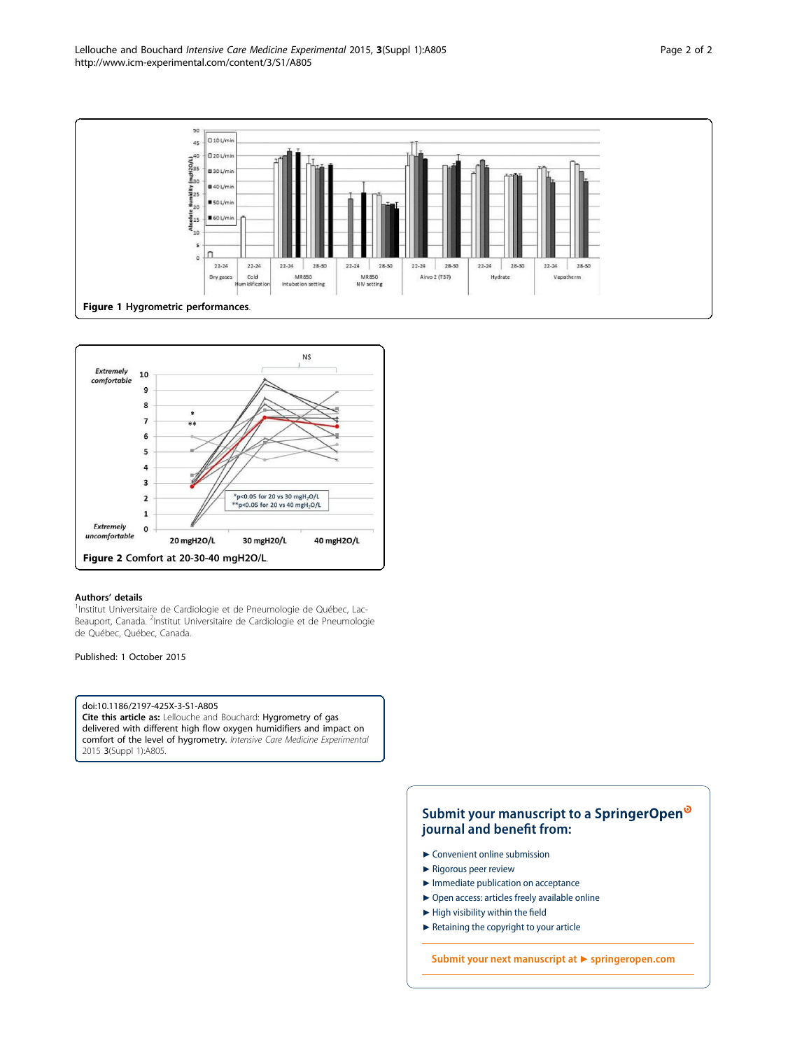50
45
40
35
30
25
20
15
10
5
0

Absolute Humidity (mgH2O/L)

10 L/min
20 L/min
30 L/min
40 L/min
50 L/min
60 L/min

22-24
Dry gases

22-24
Cold Humidification

22-24
28-30
MR850 Intubation setting

22-24
28-30
MR850 NIV setting

22-24
28-30
Airvo 2 (T37)

22-24
28-30
Hydrate

22-24
28-30
Vapotherm

**Figure 1** Hygrometric performances.

NS

Extremely comfortable

10
9
8
7
6
5
4
3
2
1
0

Extremely uncomfortable

20 mgH2O/L
30 mgH2O/L
40 mgH2O/L

*
**

*p<0.05 for 20 vs 30 mgH$_2$O/L
**p<0.05 for 20 vs 40 mgH$_2$O/L

**Figure 2** Comfort at 20-30-40 mgH2O/L.

**Authors' details**

[1]Institut Universitaire de Cardiologie et de Pneumologie de Québec, Lac-Beauport, Canada. [2]Institut Universitaire de Cardiologie et de Pneumologie de Québec, Québec, Canada.

Published: 1 October 2015

doi:10.1186/2197-425X-3-S1-A805
**Cite this article as:** Lellouche and Bouchard: Hygrometry of gas delivered with different high flow oxygen humidifiers and impact on comfort of the level of hygrometry. *Intensive Care Medicine Experimental* 2015 **3**(Suppl 1):A805.

**Submit your manuscript to a SpringerOpen journal and benefit from:**

- ► Convenient online submission
- ► Rigorous peer review
- ► Immediate publication on acceptance
- ► Open access: articles freely available online
- ► High visibility within the field
- ► Retaining the copyright to your article

**Submit your next manuscript at ► springeropen.com**